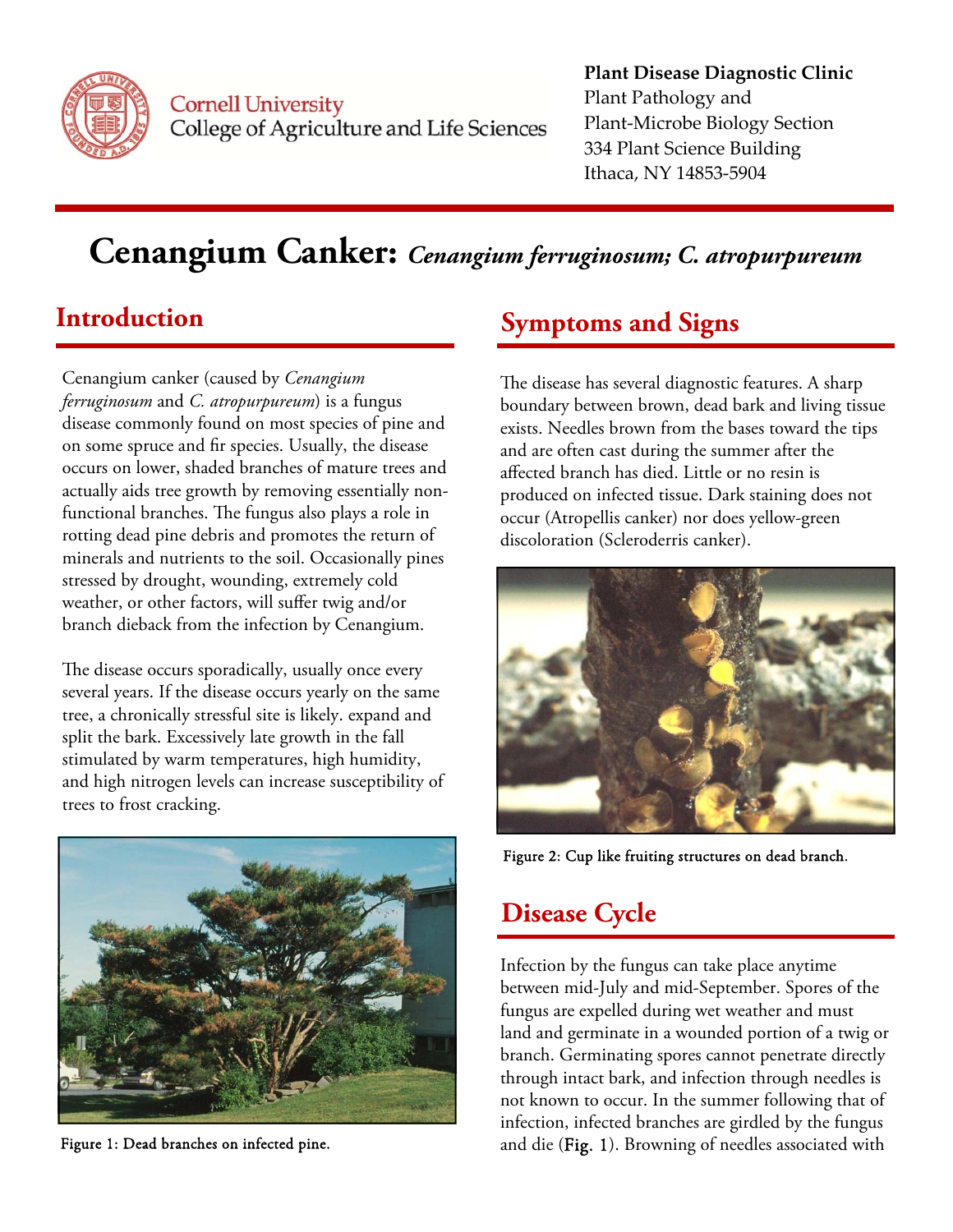**Plant Disease Diagnostic Clinic**
Plant Pathology and
Plant-Microbe Biology Section
334 Plant Science Building
Ithaca, NY 14853-5904

# Cenangium Canker: *Cenangium ferruginosum; C. atropurpureum*

## Introduction

Cenangium canker (caused by *Cenangium ferruginosum* and *C. atropurpureum*) is a fungus disease commonly found on most species of pine and on some spruce and fir species. Usually, the disease occurs on lower, shaded branches of mature trees and actually aids tree growth by removing essentially non-functional branches. The fungus also plays a role in rotting dead pine debris and promotes the return of minerals and nutrients to the soil. Occasionally pines stressed by drought, wounding, extremely cold weather, or other factors, will suffer twig and/or branch dieback from the infection by Cenangium.

The disease occurs sporadically, usually once every several years. If the disease occurs yearly on the same tree, a chronically stressful site is likely. expand and split the bark. Excessively late growth in the fall stimulated by warm temperatures, high humidity, and high nitrogen levels can increase susceptibility of trees to frost cracking.

Figure 1: Dead branches on infected pine.

## Symptoms and Signs

The disease has several diagnostic features. A sharp boundary between brown, dead bark and living tissue exists. Needles brown from the bases toward the tips and are often cast during the summer after the affected branch has died. Little or no resin is produced on infected tissue. Dark staining does not occur (Atropellis canker) nor does yellow-green discoloration (Scleroderris canker).

Figure 2: Cup like fruiting structures on dead branch.

## Disease Cycle

Infection by the fungus can take place anytime between mid-July and mid-September. Spores of the fungus are expelled during wet weather and must land and germinate in a wounded portion of a twig or branch. Germinating spores cannot penetrate directly through intact bark, and infection through needles is not known to occur. In the summer following that of infection, infected branches are girdled by the fungus and die (Fig. 1). Browning of needles associated with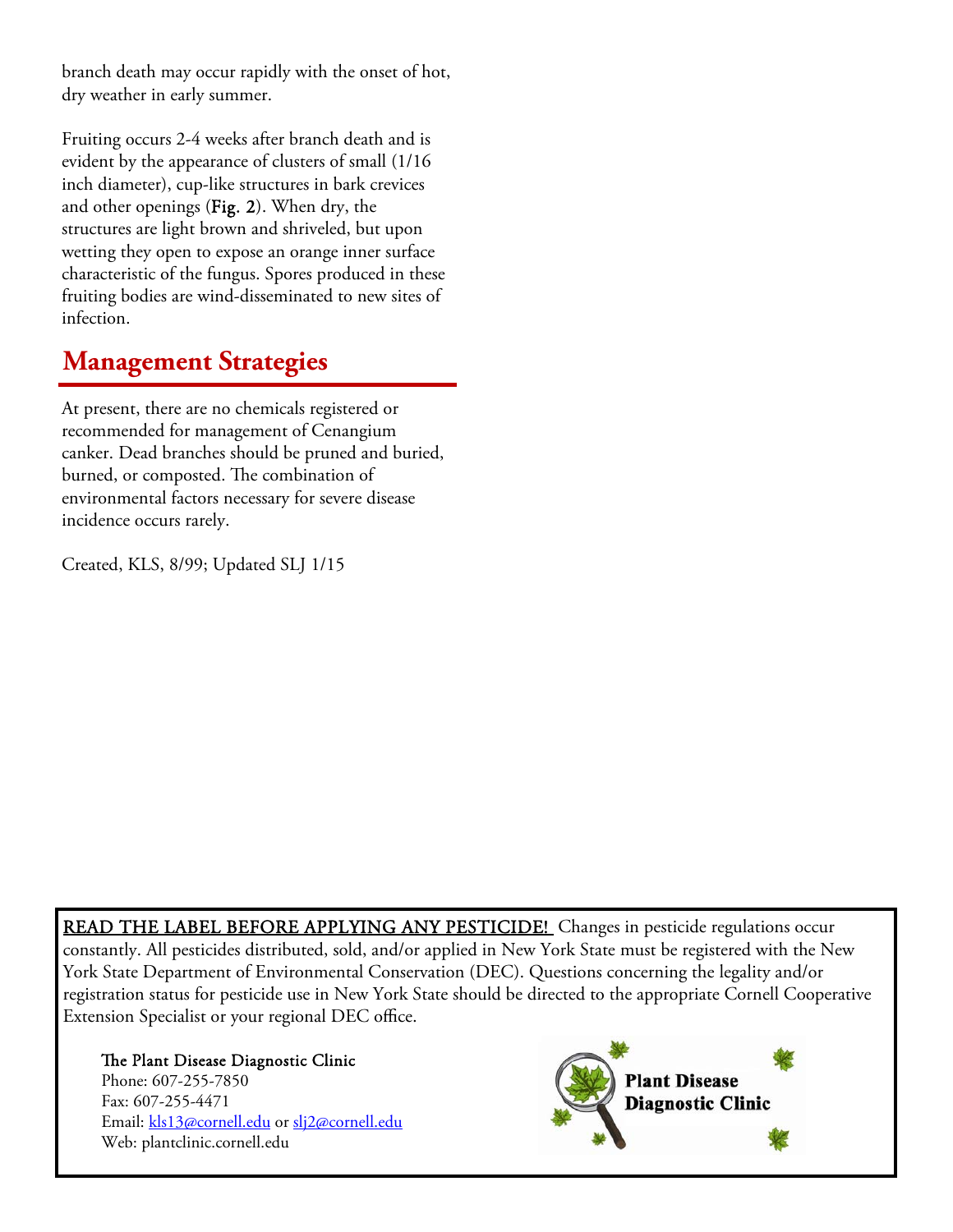branch death may occur rapidly with the onset of hot, dry weather in early summer.

Fruiting occurs 2-4 weeks after branch death and is evident by the appearance of clusters of small (1/16 inch diameter), cup-like structures in bark crevices and other openings (**Fig. 2**). When dry, the structures are light brown and shriveled, but upon wetting they open to expose an orange inner surface characteristic of the fungus. Spores produced in these fruiting bodies are wind-disseminated to new sites of infection.

## Management Strategies

At present, there are no chemicals registered or recommended for management of Cenangium canker. Dead branches should be pruned and buried, burned, or composted. The combination of environmental factors necessary for severe disease incidence occurs rarely.

Created, KLS, 8/99; Updated SLJ 1/15

READ THE LABEL BEFORE APPLYING ANY PESTICIDE! Changes in pesticide regulations occur constantly. All pesticides distributed, sold, and/or applied in New York State must be registered with the New York State Department of Environmental Conservation (DEC). Questions concerning the legality and/or registration status for pesticide use in New York State should be directed to the appropriate Cornell Cooperative Extension Specialist or your regional DEC office.

The Plant Disease Diagnostic Clinic
Phone: 607-255-7850
Fax: 607-255-4471
Email: kls13@cornell.edu or slj2@cornell.edu
Web: plantclinic.cornell.edu

Plant Disease Diagnostic Clinic